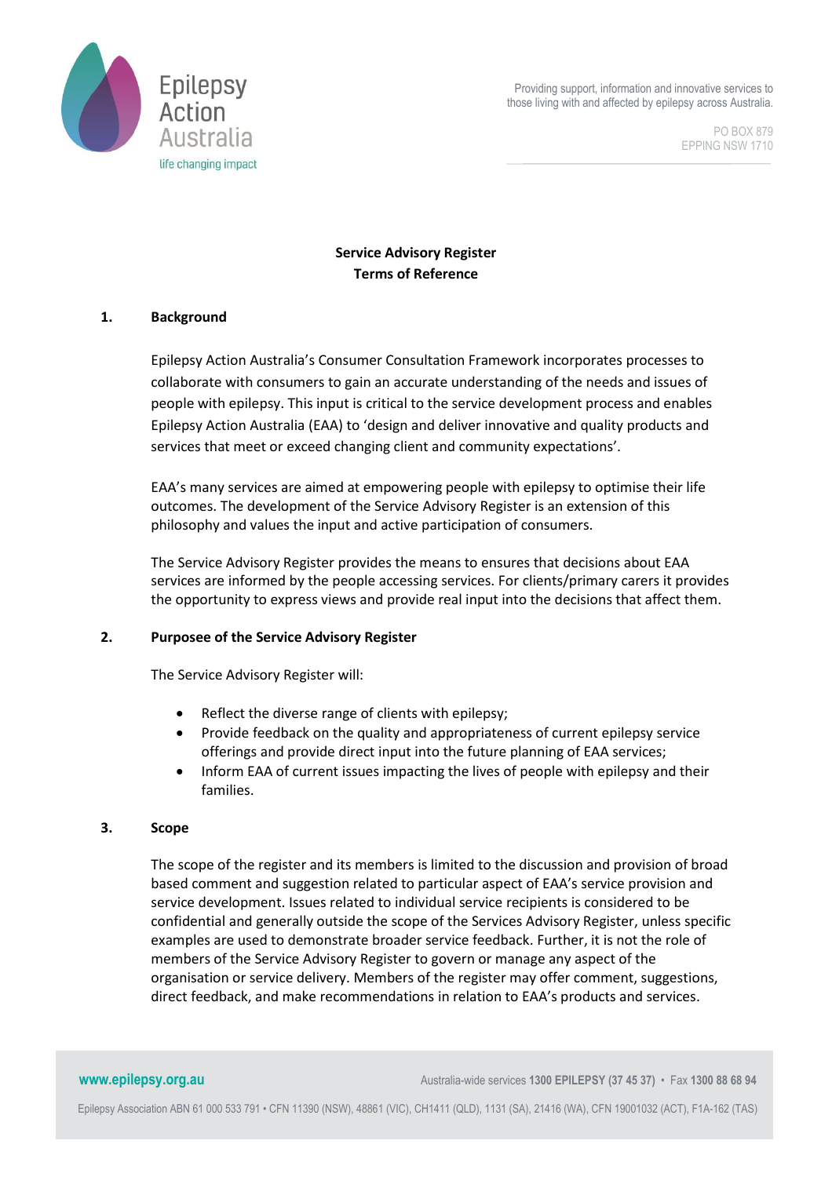Epilepsy Action Australia
life changing impact

Providing support, information and innovative services to those living with and affected by epilepsy across Australia.

PO BOX 879
EPPING NSW 1710

**Service Advisory Register**
**Terms of Reference**

## 1. Background

Epilepsy Action Australia's Consumer Consultation Framework incorporates processes to collaborate with consumers to gain an accurate understanding of the needs and issues of people with epilepsy. This input is critical to the service development process and enables Epilepsy Action Australia (EAA) to 'design and deliver innovative and quality products and services that meet or exceed changing client and community expectations'.

EAA's many services are aimed at empowering people with epilepsy to optimise their life outcomes. The development of the Service Advisory Register is an extension of this philosophy and values the input and active participation of consumers.

The Service Advisory Register provides the means to ensures that decisions about EAA services are informed by the people accessing services. For clients/primary carers it provides the opportunity to express views and provide real input into the decisions that affect them.

## 2. Purposee of the Service Advisory Register

The Service Advisory Register will:

- Reflect the diverse range of clients with epilepsy;
- Provide feedback on the quality and appropriateness of current epilepsy service offerings and provide direct input into the future planning of EAA services;
- Inform EAA of current issues impacting the lives of people with epilepsy and their families.

## 3. Scope

The scope of the register and its members is limited to the discussion and provision of broad based comment and suggestion related to particular aspect of EAA's service provision and service development. Issues related to individual service recipients is considered to be confidential and generally outside the scope of the Services Advisory Register, unless specific examples are used to demonstrate broader service feedback. Further, it is not the role of members of the Service Advisory Register to govern or manage any aspect of the organisation or service delivery. Members of the register may offer comment, suggestions, direct feedback, and make recommendations in relation to EAA's products and services.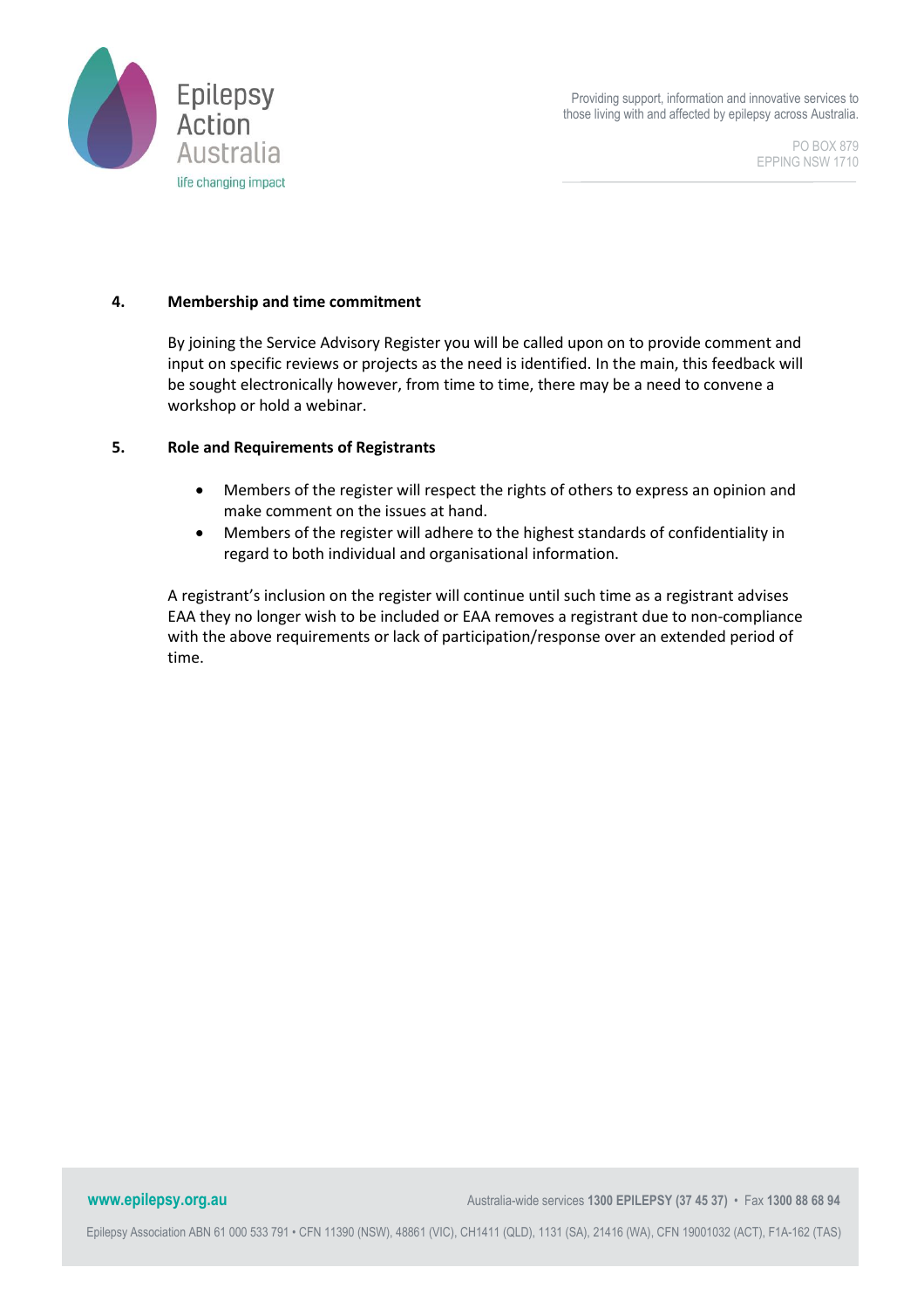## 4. Membership and time commitment

By joining the Service Advisory Register you will be called upon on to provide comment and input on specific reviews or projects as the need is identified. In the main, this feedback will be sought electronically however, from time to time, there may be a need to convene a workshop or hold a webinar.

## 5. Role and Requirements of Registrants

- Members of the register will respect the rights of others to express an opinion and make comment on the issues at hand.
- Members of the register will adhere to the highest standards of confidentiality in regard to both individual and organisational information.

A registrant's inclusion on the register will continue until such time as a registrant advises EAA they no longer wish to be included or EAA removes a registrant due to non-compliance with the above requirements or lack of participation/response over an extended period of time.